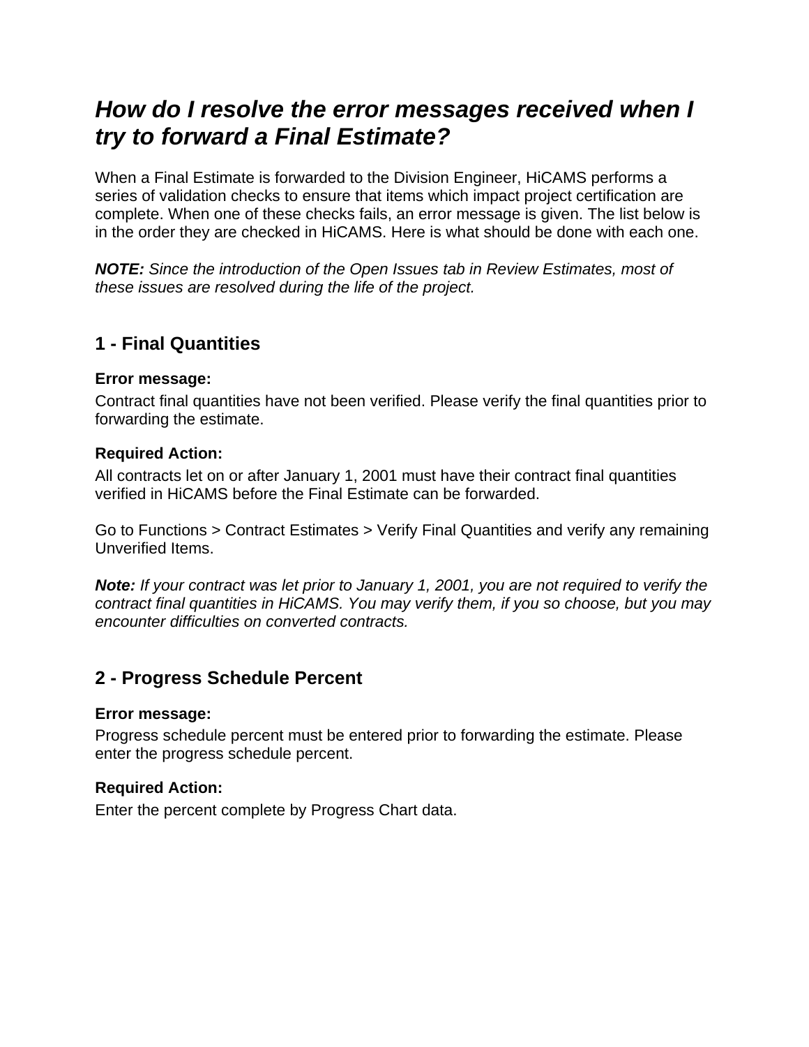# *How do I resolve the error messages received when I try to forward a Final Estimate?*

When a Final Estimate is forwarded to the Division Engineer, HiCAMS performs a series of validation checks to ensure that items which impact project certification are complete. When one of these checks fails, an error message is given. The list below is in the order they are checked in HiCAMS. Here is what should be done with each one.

***NOTE:*** *Since the introduction of the Open Issues tab in Review Estimates, most of these issues are resolved during the life of the project.*

## 1 - Final Quantities

**Error message:**

Contract final quantities have not been verified. Please verify the final quantities prior to forwarding the estimate.

**Required Action:**

All contracts let on or after January 1, 2001 must have their contract final quantities verified in HiCAMS before the Final Estimate can be forwarded.

Go to Functions > Contract Estimates > Verify Final Quantities and verify any remaining Unverified Items.

***Note:*** *If your contract was let prior to January 1, 2001, you are not required to verify the contract final quantities in HiCAMS. You may verify them, if you so choose, but you may encounter difficulties on converted contracts.*

## 2 - Progress Schedule Percent

**Error message:**

Progress schedule percent must be entered prior to forwarding the estimate. Please enter the progress schedule percent.

**Required Action:**

Enter the percent complete by Progress Chart data.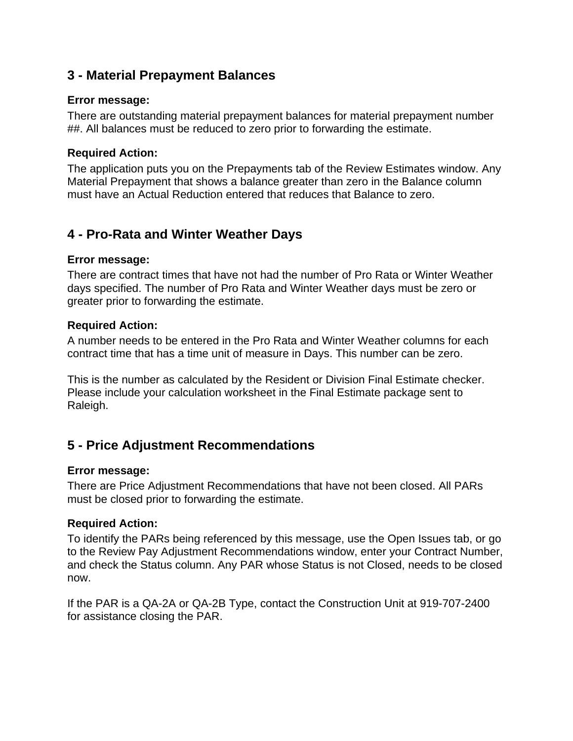## 3 - Material Prepayment Balances

**Error message:**

There are outstanding material prepayment balances for material prepayment number ##. All balances must be reduced to zero prior to forwarding the estimate.

**Required Action:**

The application puts you on the Prepayments tab of the Review Estimates window. Any Material Prepayment that shows a balance greater than zero in the Balance column must have an Actual Reduction entered that reduces that Balance to zero.

## 4 - Pro-Rata and Winter Weather Days

**Error message:**

There are contract times that have not had the number of Pro Rata or Winter Weather days specified. The number of Pro Rata and Winter Weather days must be zero or greater prior to forwarding the estimate.

**Required Action:**

A number needs to be entered in the Pro Rata and Winter Weather columns for each contract time that has a time unit of measure in Days. This number can be zero.

This is the number as calculated by the Resident or Division Final Estimate checker. Please include your calculation worksheet in the Final Estimate package sent to Raleigh.

## 5 - Price Adjustment Recommendations

**Error message:**

There are Price Adjustment Recommendations that have not been closed. All PARs must be closed prior to forwarding the estimate.

**Required Action:**

To identify the PARs being referenced by this message, use the Open Issues tab, or go to the Review Pay Adjustment Recommendations window, enter your Contract Number, and check the Status column. Any PAR whose Status is not Closed, needs to be closed now.

If the PAR is a QA-2A or QA-2B Type, contact the Construction Unit at 919-707-2400 for assistance closing the PAR.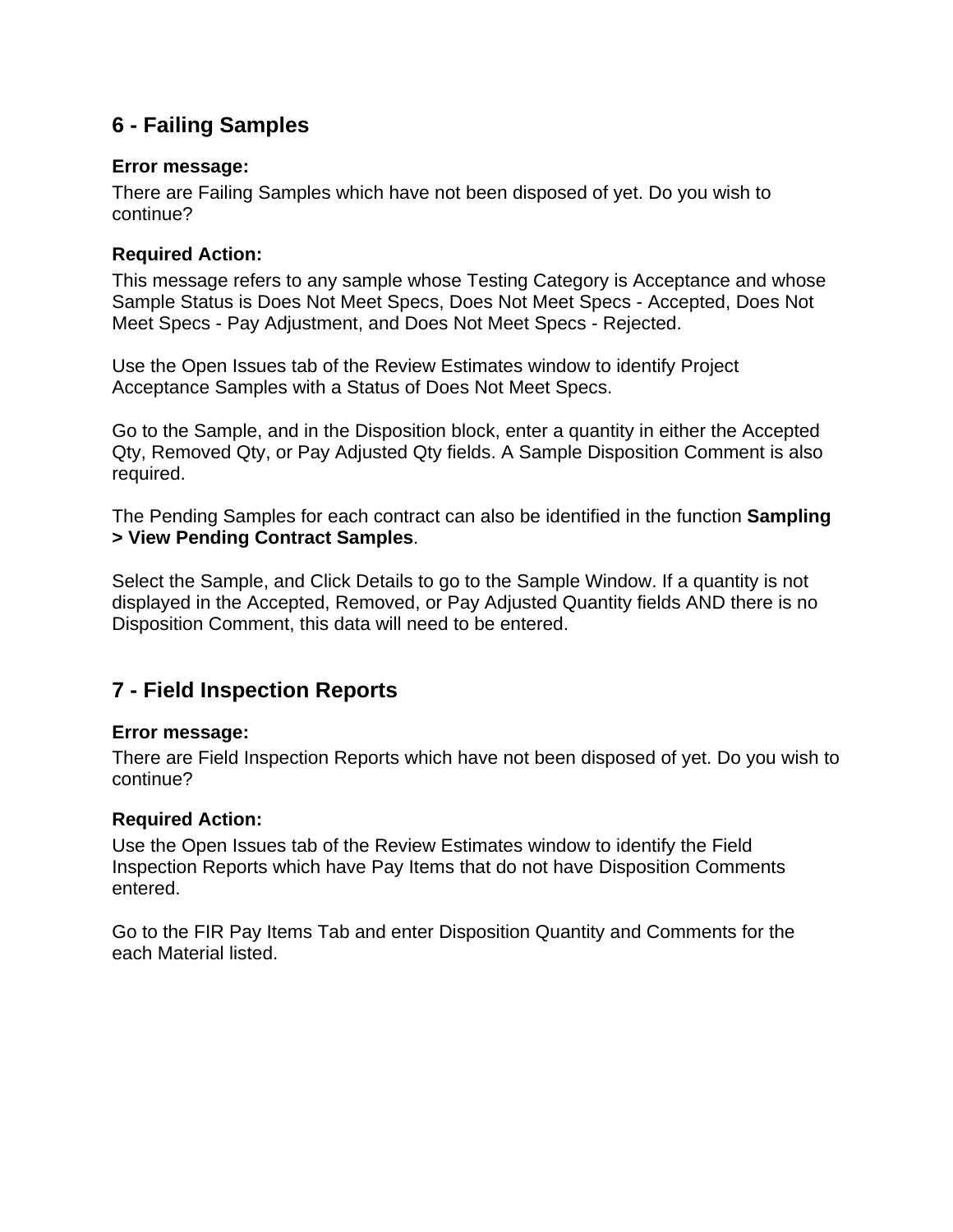## 6 - Failing Samples

**Error message:**

There are Failing Samples which have not been disposed of yet. Do you wish to continue?

**Required Action:**

This message refers to any sample whose Testing Category is Acceptance and whose Sample Status is Does Not Meet Specs, Does Not Meet Specs - Accepted, Does Not Meet Specs - Pay Adjustment, and Does Not Meet Specs - Rejected.

Use the Open Issues tab of the Review Estimates window to identify Project Acceptance Samples with a Status of Does Not Meet Specs.

Go to the Sample, and in the Disposition block, enter a quantity in either the Accepted Qty, Removed Qty, or Pay Adjusted Qty fields. A Sample Disposition Comment is also required.

The Pending Samples for each contract can also be identified in the function **Sampling > View Pending Contract Samples**.

Select the Sample, and Click Details to go to the Sample Window. If a quantity is not displayed in the Accepted, Removed, or Pay Adjusted Quantity fields AND there is no Disposition Comment, this data will need to be entered.

## 7 - Field Inspection Reports

**Error message:**

There are Field Inspection Reports which have not been disposed of yet. Do you wish to continue?

**Required Action:**

Use the Open Issues tab of the Review Estimates window to identify the Field Inspection Reports which have Pay Items that do not have Disposition Comments entered.

Go to the FIR Pay Items Tab and enter Disposition Quantity and Comments for the each Material listed.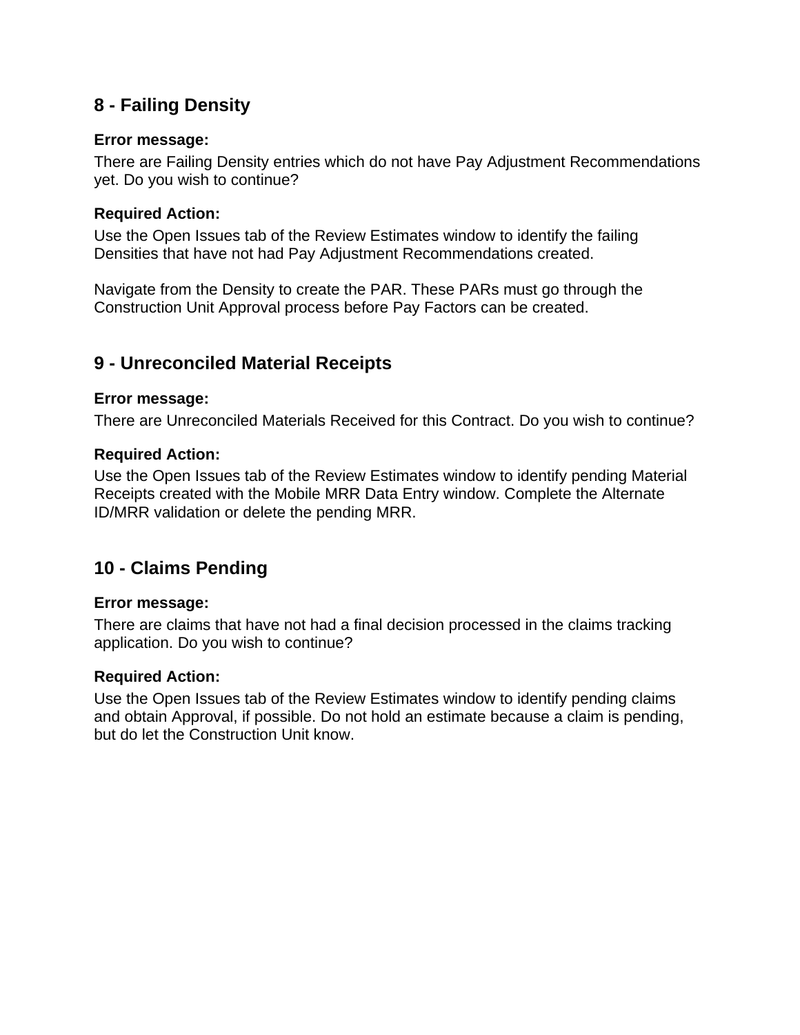## 8 - Failing Density

**Error message:**

There are Failing Density entries which do not have Pay Adjustment Recommendations yet. Do you wish to continue?

**Required Action:**

Use the Open Issues tab of the Review Estimates window to identify the failing Densities that have not had Pay Adjustment Recommendations created.

Navigate from the Density to create the PAR. These PARs must go through the Construction Unit Approval process before Pay Factors can be created.

## 9 - Unreconciled Material Receipts

**Error message:**

There are Unreconciled Materials Received for this Contract. Do you wish to continue?

**Required Action:**

Use the Open Issues tab of the Review Estimates window to identify pending Material Receipts created with the Mobile MRR Data Entry window. Complete the Alternate ID/MRR validation or delete the pending MRR.

## 10 - Claims Pending

**Error message:**

There are claims that have not had a final decision processed in the claims tracking application. Do you wish to continue?

**Required Action:**

Use the Open Issues tab of the Review Estimates window to identify pending claims and obtain Approval, if possible. Do not hold an estimate because a claim is pending, but do let the Construction Unit know.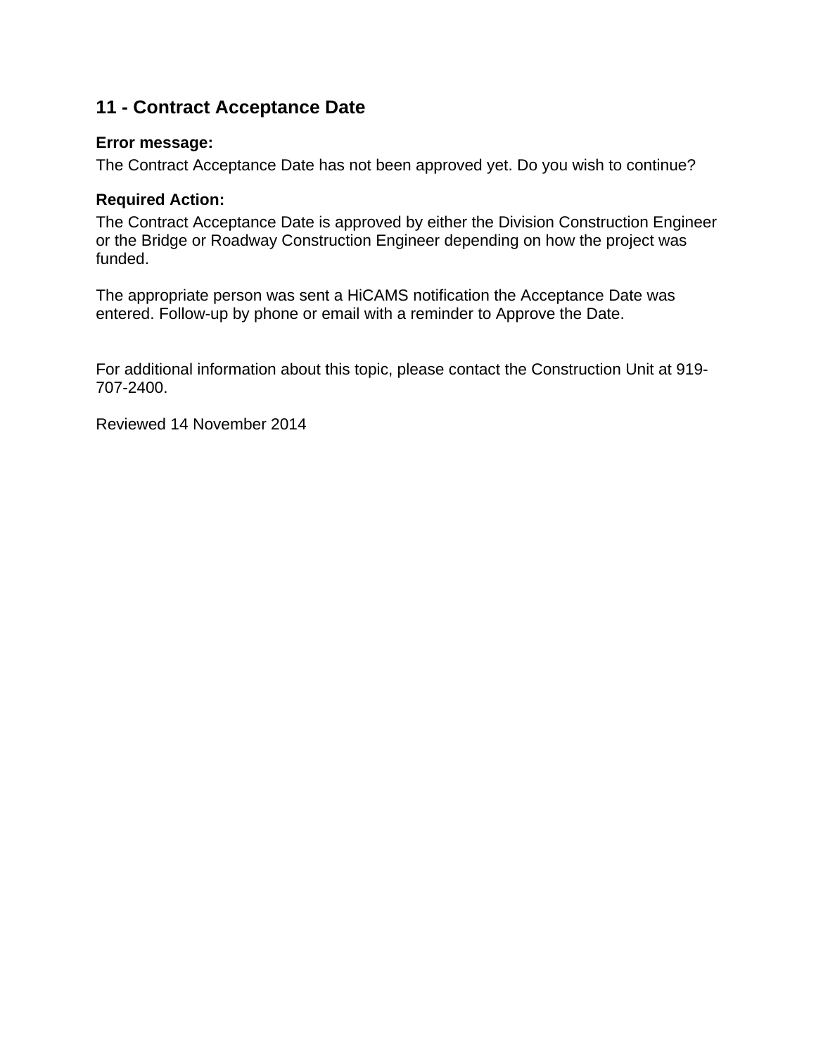## 11 - Contract Acceptance Date

**Error message:**

The Contract Acceptance Date has not been approved yet. Do you wish to continue?

**Required Action:**

The Contract Acceptance Date is approved by either the Division Construction Engineer or the Bridge or Roadway Construction Engineer depending on how the project was funded.

The appropriate person was sent a HiCAMS notification the Acceptance Date was entered. Follow-up by phone or email with a reminder to Approve the Date.

For additional information about this topic, please contact the Construction Unit at 919-707-2400.

Reviewed 14 November 2014